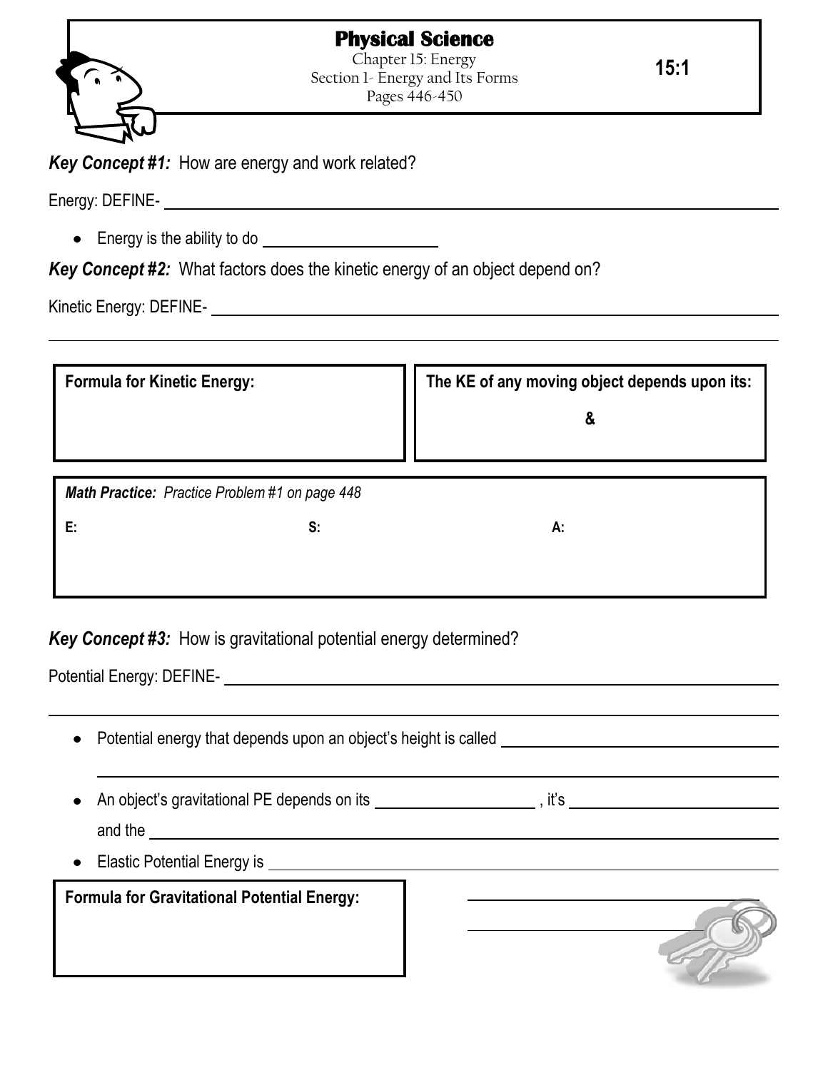# Physical Science

Chapter 15: Energy
Section 1- Energy and Its Forms
Pages 446-450

**15:1**

***Key Concept #1:*** How are energy and work related?

Energy: DEFINE- ______________________________________________

- Energy is the ability to do ____________________

***Key Concept #2:*** What factors does the kinetic energy of an object depend on?

Kinetic Energy: DEFINE- ______________________________________________

______________________________________________

| **Formula for Kinetic Energy:** | **The KE of any moving object depends upon its:** <br> **&** |
|---|---|

***Math Practice:*** *Practice Problem #1 on page 448*

| **E:** | **S:** | **A:** |
|---|---|---|

***Key Concept #3:*** How is gravitational potential energy determined?

Potential Energy: DEFINE- ______________________________________________

______________________________________________

- Potential energy that depends upon an object's height is called ____________________

  ______________________________________________

- An object's gravitational PE depends on its ____________________ , it's ____________________ and the ______________________________________________

- Elastic Potential Energy is ______________________________________________

| **Formula for Gravitational Potential Energy:** | ____________________ <br> ____________________ |
|---|---|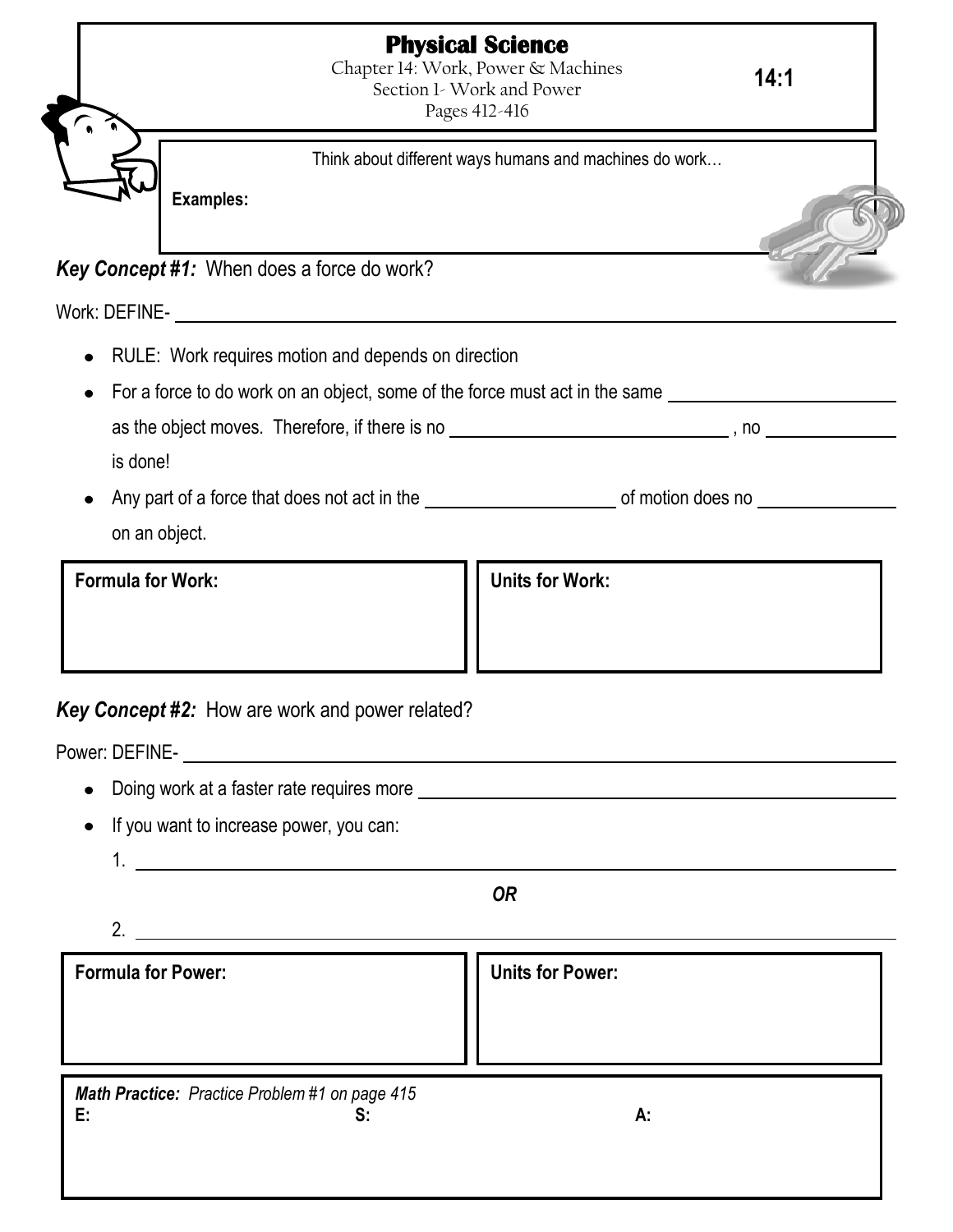# Physical Science

Chapter 14: Work, Power & Machines
Section 1- Work and Power
Pages 412-416

**14:1**

Think about different ways humans and machines do work…

**Examples:**

***Key Concept #1:*** When does a force do work?

Work: DEFINE- ____________________________________________

- RULE: Work requires motion and depends on direction
- For a force to do work on an object, some of the force must act in the same ______________ as the object moves. Therefore, if there is no ______________, no ______________ is done!
- Any part of a force that does not act in the ______________ of motion does no ______________ on an object.

| **Formula for Work:** | **Units for Work:** |
| --- | --- |
| | |

***Key Concept #2:*** How are work and power related?

Power: DEFINE- ____________________________________________

- Doing work at a faster rate requires more ______________
- If you want to increase power, you can:
  1. ____________________________________________

  ***OR***

  2. ____________________________________________

| **Formula for Power:** | **Units for Power:** |
| --- | --- |
| | |

***Math Practice:*** *Practice Problem #1 on page 415*

**E:** **S:** **A:**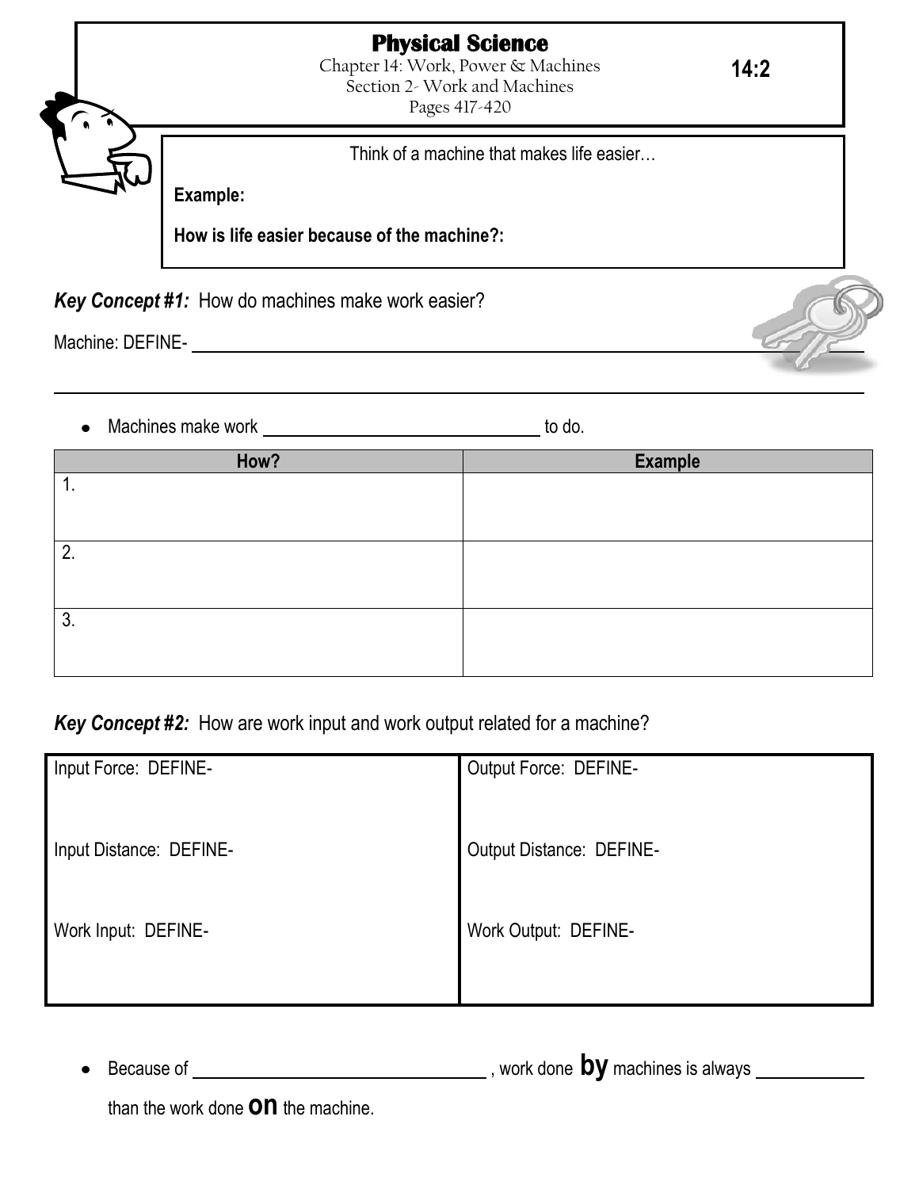# Physical Science

Chapter 14: Work, Power & Machines
Section 2- Work and Machines
Pages 417-420

**14:2**

Think of a machine that makes life easier…

**Example:**

**How is life easier because of the machine?:**

***Key Concept #1:*** How do machines make work easier?

Machine: DEFINE- ______________________________________________________________

______________________________________________________________________________

- Machines make work ______________________________ to do.

| How? | Example |
|---|---|
| 1. | |
| 2. | |
| 3. | |

***Key Concept #2:*** How are work input and work output related for a machine?

| Input Force: DEFINE- | Output Force: DEFINE- |
|---|---|
| Input Distance: DEFINE- | Output Distance: DEFINE- |
| Work Input: DEFINE- | Work Output: DEFINE- |

- Because of ______________________________ , work done **by** machines is always ____________ than the work done **on** the machine.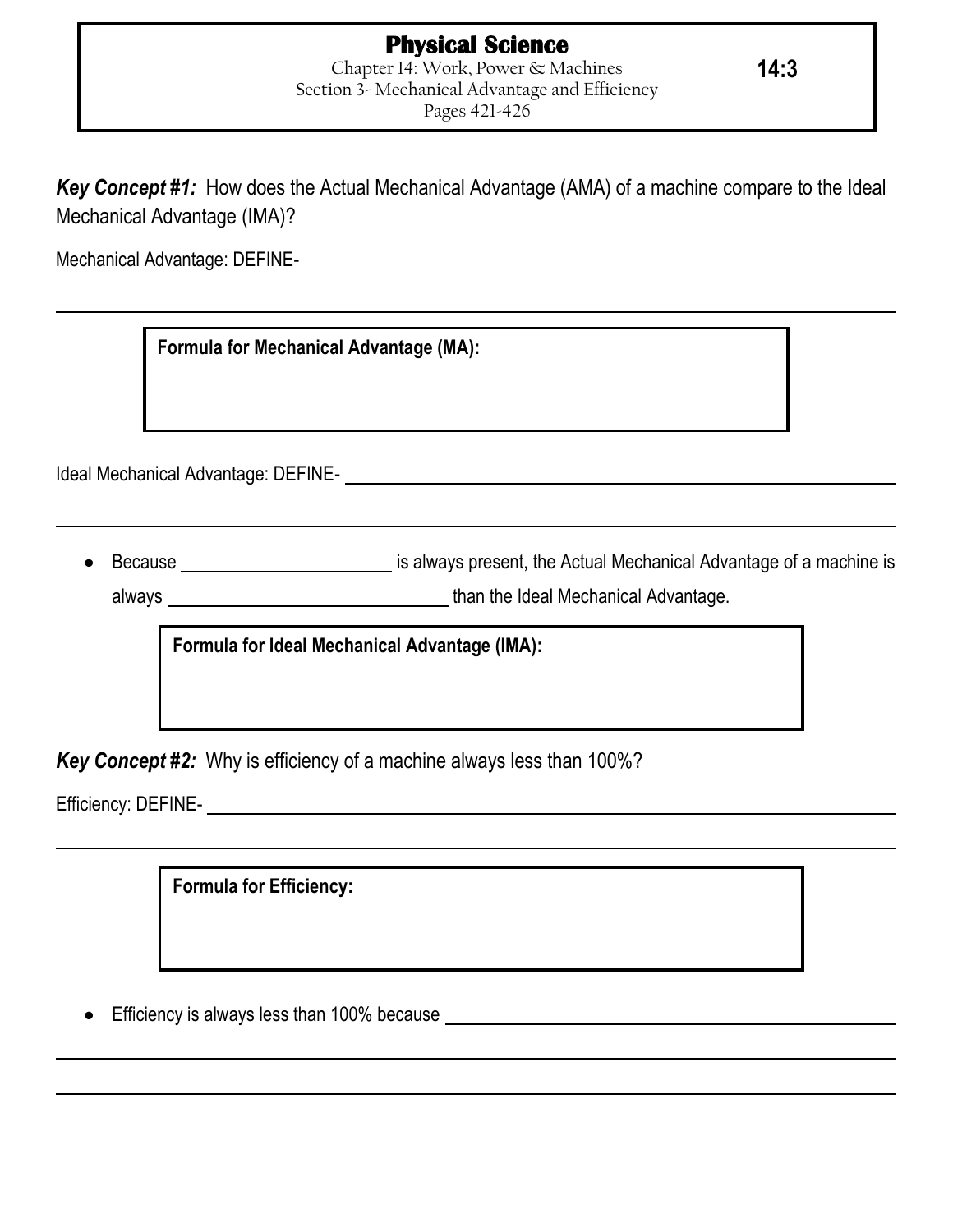# Physical Science

Chapter 14: Work, Power & Machines
Section 3- Mechanical Advantage and Efficiency
Pages 421-426

**14:3**

***Key Concept #1:*** How does the Actual Mechanical Advantage (AMA) of a machine compare to the Ideal Mechanical Advantage (IMA)?

Mechanical Advantage: DEFINE- ______________________________________________

______________________________________________

**Formula for Mechanical Advantage (MA):**

Ideal Mechanical Advantage: DEFINE- ______________________________________________

______________________________________________

- Because ____________________ is always present, the Actual Mechanical Advantage of a machine is always __________________________ than the Ideal Mechanical Advantage.

**Formula for Ideal Mechanical Advantage (IMA):**

***Key Concept #2:*** Why is efficiency of a machine always less than 100%?

Efficiency: DEFINE- ______________________________________________

______________________________________________

**Formula for Efficiency:**

- Efficiency is always less than 100% because ______________________________________________

______________________________________________

______________________________________________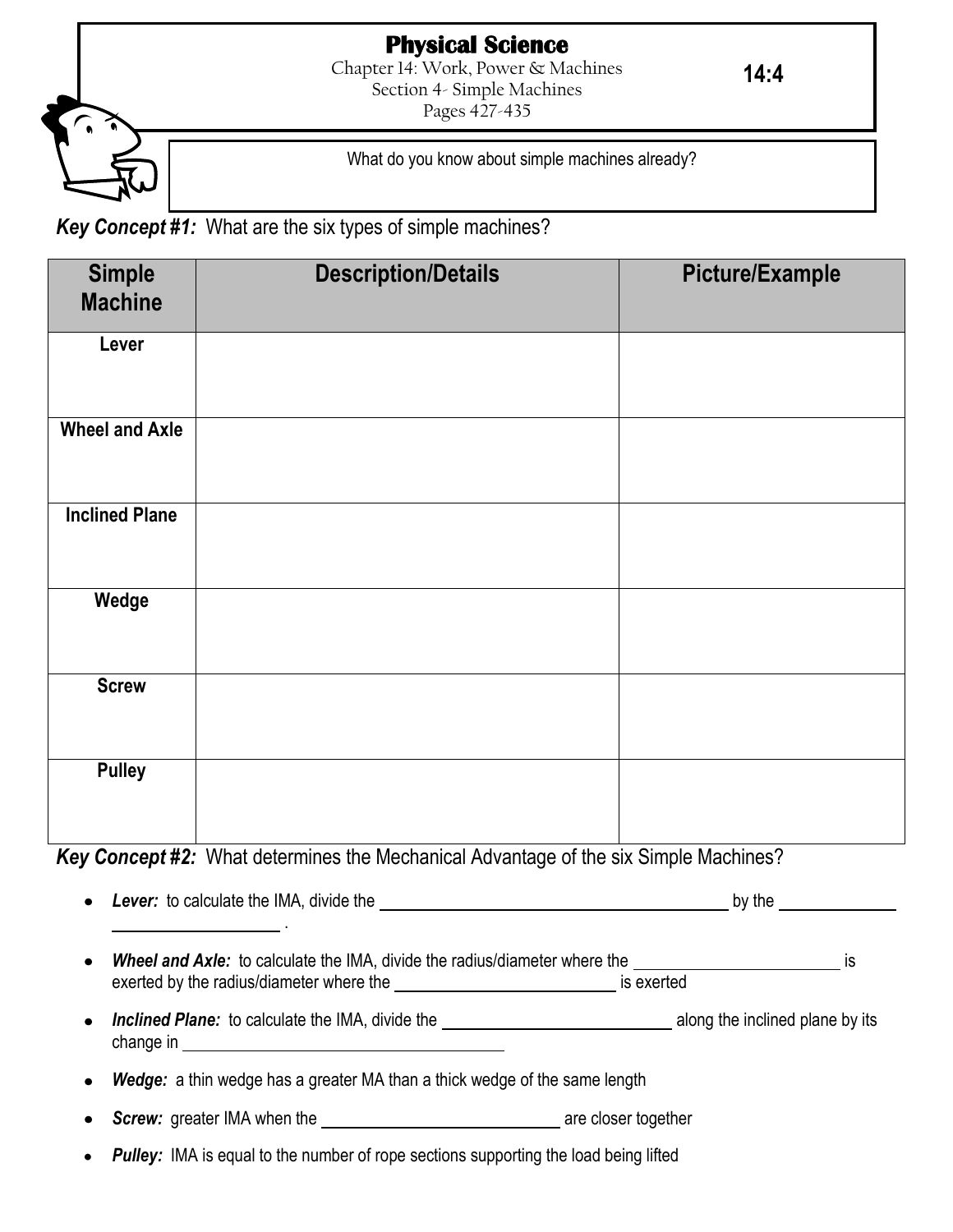# Physical Science

Chapter 14: Work, Power & Machines
Section 4- Simple Machines
Pages 427-435

**14:4**

What do you know about simple machines already?

***Key Concept #1:*** What are the six types of simple machines?

| Simple Machine | Description/Details | Picture/Example |
|---|---|---|
| **Lever** | | |
| **Wheel and Axle** | | |
| **Inclined Plane** | | |
| **Wedge** | | |
| **Screw** | | |
| **Pulley** | | |

***Key Concept #2:*** What determines the Mechanical Advantage of the six Simple Machines?

- ***Lever:*** to calculate the IMA, divide the ______________________________ by the ______________________________ .
- ***Wheel and Axle:*** to calculate the IMA, divide the radius/diameter where the __________________ is exerted by the radius/diameter where the __________________ is exerted
- ***Inclined Plane:*** to calculate the IMA, divide the __________________ along the inclined plane by its change in ______________________________
- ***Wedge:*** a thin wedge has a greater MA than a thick wedge of the same length
- ***Screw:*** greater IMA when the __________________ are closer together
- ***Pulley:*** IMA is equal to the number of rope sections supporting the load being lifted